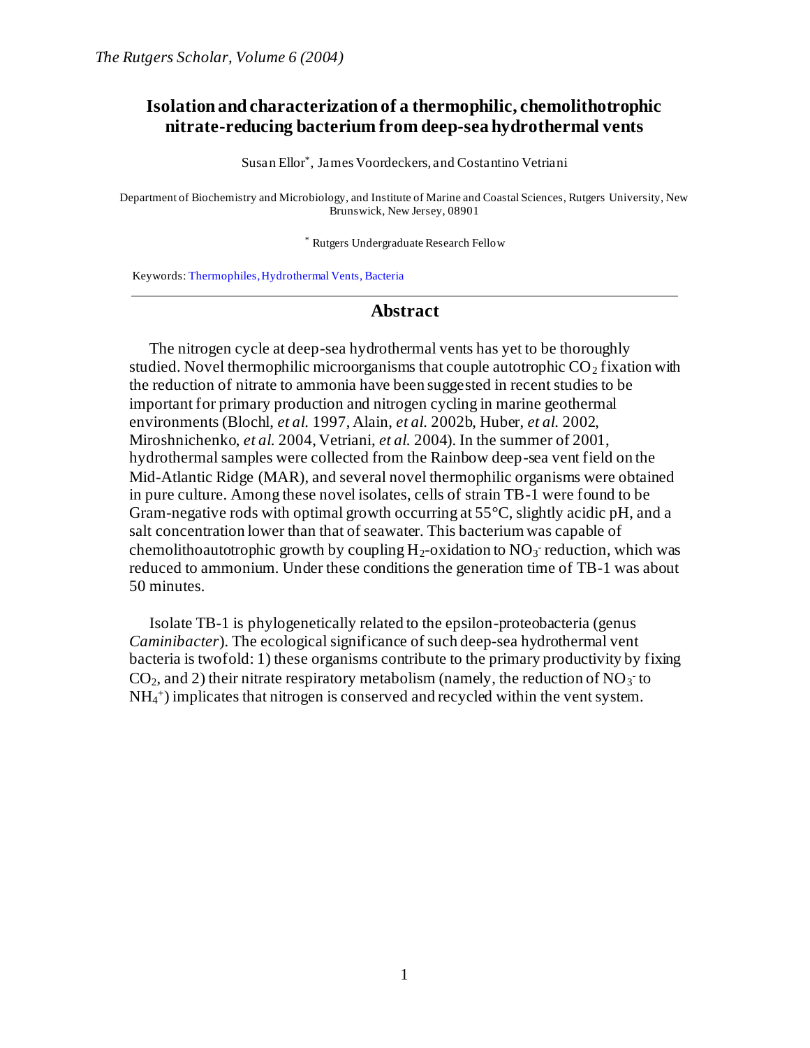# Isolation and characterization of a thermophilic, chemolithotrophic nitrate-reducing bacterium from deep-sea hydrothermal vents

Susan Ellor*, James Voordeckers, and Costantino Vetriani

Department of Biochemistry and Microbiology, and Institute of Marine and Coastal Sciences, Rutgers University, New Brunswick, New Jersey, 08901

* Rutgers Undergraduate Research Fellow

Keywords: Thermophiles, Hydrothermal Vents, Bacteria

---

## Abstract

The nitrogen cycle at deep-sea hydrothermal vents has yet to be thoroughly studied. Novel thermophilic microorganisms that couple autotrophic $CO_2$ fixation with the reduction of nitrate to ammonia have been suggested in recent studies to be important for primary production and nitrogen cycling in marine geothermal environments (Blochl, *et al.* 1997, Alain, *et al.* 2002b, Huber, *et al.* 2002, Miroshnichenko, *et al.* 2004, Vetriani, *et al.* 2004). In the summer of 2001, hydrothermal samples were collected from the Rainbow deep-sea vent field on the Mid-Atlantic Ridge (MAR), and several novel thermophilic organisms were obtained in pure culture. Among these novel isolates, cells of strain TB-1 were found to be Gram-negative rods with optimal growth occurring at 55°C, slightly acidic pH, and a salt concentration lower than that of seawater. This bacterium was capable of chemolithoautotrophic growth by coupling $H_2$-oxidation to $NO_3^-$ reduction, which was reduced to ammonium. Under these conditions the generation time of TB-1 was about 50 minutes.

Isolate TB-1 is phylogenetically related to the epsilon-proteobacteria (genus *Caminibacter*). The ecological significance of such deep-sea hydrothermal vent bacteria is twofold: 1) these organisms contribute to the primary productivity by fixing $CO_2$, and 2) their nitrate respiratory metabolism (namely, the reduction of $NO_3^-$ to $NH_4^+$) implicates that nitrogen is conserved and recycled within the vent system.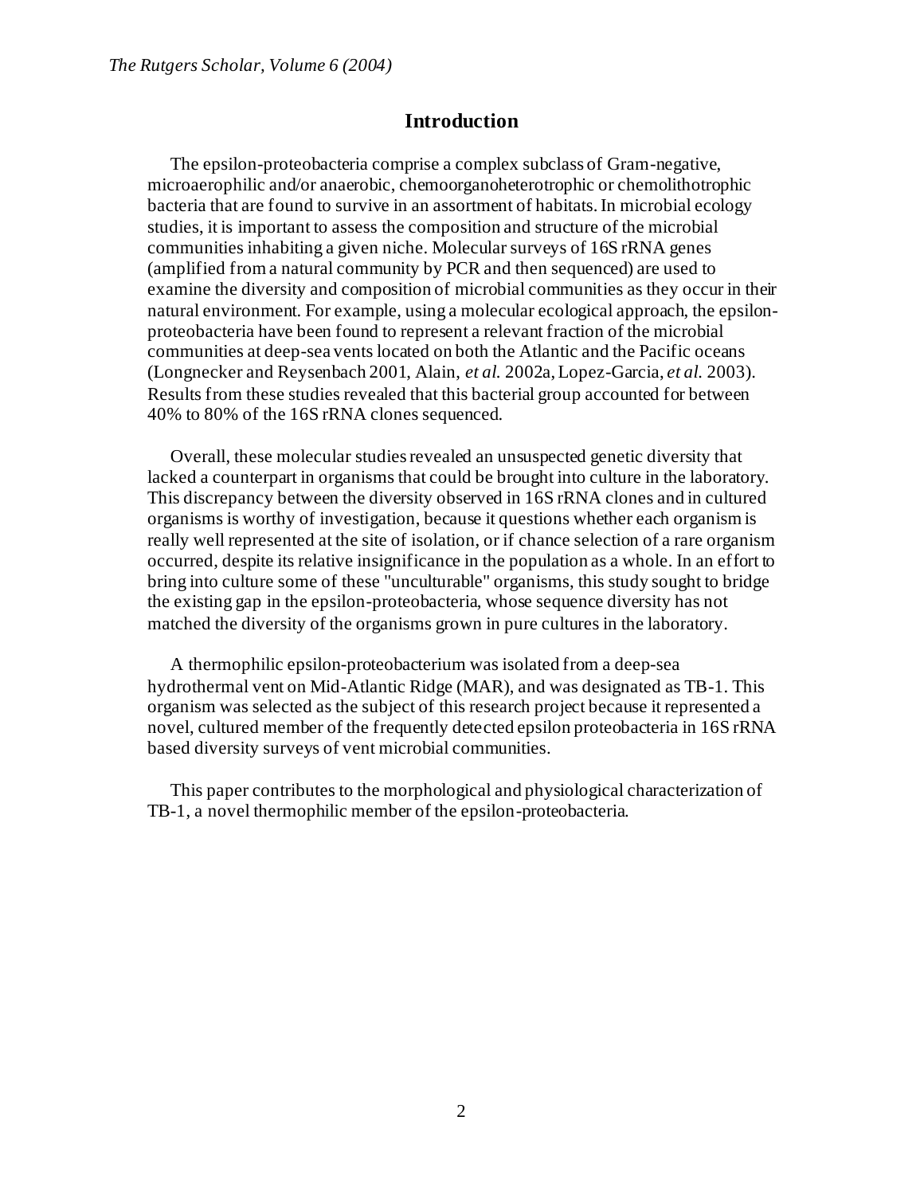## Introduction

The epsilon-proteobacteria comprise a complex subclass of Gram-negative, microaerophilic and/or anaerobic, chemoorganoheterotrophic or chemolithotrophic bacteria that are found to survive in an assortment of habitats. In microbial ecology studies, it is important to assess the composition and structure of the microbial communities inhabiting a given niche. Molecular surveys of 16S rRNA genes (amplified from a natural community by PCR and then sequenced) are used to examine the diversity and composition of microbial communities as they occur in their natural environment. For example, using a molecular ecological approach, the epsilon-proteobacteria have been found to represent a relevant fraction of the microbial communities at deep-sea vents located on both the Atlantic and the Pacific oceans (Longnecker and Reysenbach 2001, Alain, *et al.* 2002a, Lopez-Garcia, *et al.* 2003). Results from these studies revealed that this bacterial group accounted for between 40% to 80% of the 16S rRNA clones sequenced.

Overall, these molecular studies revealed an unsuspected genetic diversity that lacked a counterpart in organisms that could be brought into culture in the laboratory. This discrepancy between the diversity observed in 16S rRNA clones and in cultured organisms is worthy of investigation, because it questions whether each organism is really well represented at the site of isolation, or if chance selection of a rare organism occurred, despite its relative insignificance in the population as a whole. In an effort to bring into culture some of these "unculturable" organisms, this study sought to bridge the existing gap in the epsilon-proteobacteria, whose sequence diversity has not matched the diversity of the organisms grown in pure cultures in the laboratory.

A thermophilic epsilon-proteobacterium was isolated from a deep-sea hydrothermal vent on Mid-Atlantic Ridge (MAR), and was designated as TB-1. This organism was selected as the subject of this research project because it represented a novel, cultured member of the frequently detected epsilon proteobacteria in 16S rRNA based diversity surveys of vent microbial communities.

This paper contributes to the morphological and physiological characterization of TB-1, a novel thermophilic member of the epsilon-proteobacteria.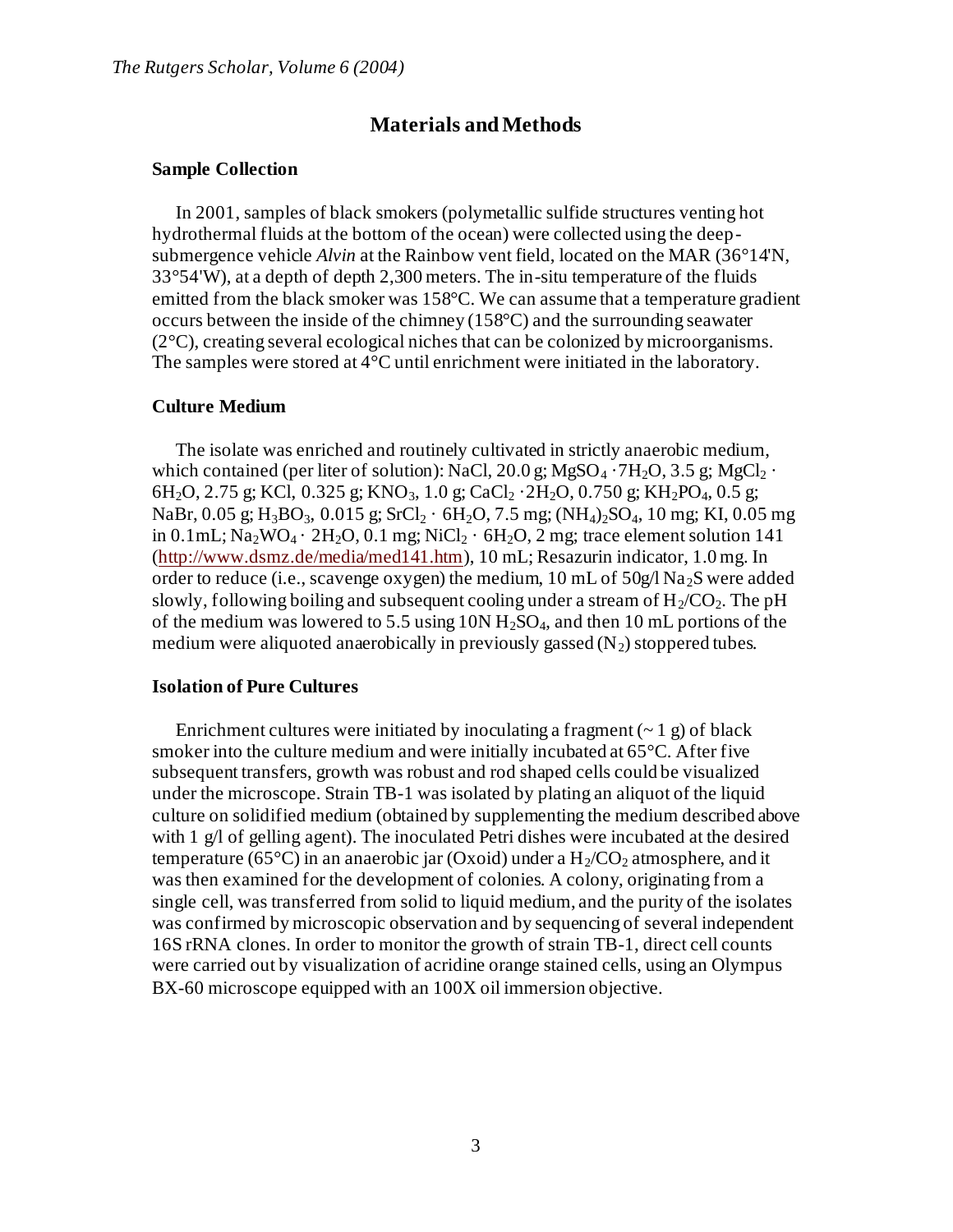## Materials and Methods

### Sample Collection

In 2001, samples of black smokers (polymetallic sulfide structures venting hot hydrothermal fluids at the bottom of the ocean) were collected using the deep-submergence vehicle *Alvin* at the Rainbow vent field, located on the MAR (36°14'N, 33°54'W), at a depth of depth 2,300 meters. The in-situ temperature of the fluids emitted from the black smoker was 158°C. We can assume that a temperature gradient occurs between the inside of the chimney (158°C) and the surrounding seawater (2°C), creating several ecological niches that can be colonized by microorganisms. The samples were stored at 4°C until enrichment were initiated in the laboratory.

### Culture Medium

The isolate was enriched and routinely cultivated in strictly anaerobic medium, which contained (per liter of solution): NaCl, 20.0 g; $MgSO_4 \cdot 7H_2O$, 3.5 g; $MgCl_2 \cdot 6H_2O$, 2.75 g; KCl, 0.325 g; $KNO_3$, 1.0 g; $CaCl_2 \cdot 2H_2O$, 0.750 g; $KH_2PO_4$, 0.5 g; NaBr, 0.05 g; $H_3BO_3$, 0.015 g; $SrCl_2 \cdot 6H_2O$, 7.5 mg; $(NH_4)_2SO_4$, 10 mg; KI, 0.05 mg in 0.1mL; $Na_2WO_4 \cdot 2H_2O$, 0.1 mg; $NiCl_2 \cdot 6H_2O$, 2 mg; trace element solution 141 (http://www.dsmz.de/media/med141.htm), 10 mL; Resazurin indicator, 1.0 mg. In order to reduce (i.e., scavenge oxygen) the medium, 10 mL of 50g/l $Na_2S$ were added slowly, following boiling and subsequent cooling under a stream of $H_2/CO_2$. The pH of the medium was lowered to 5.5 using 10N $H_2SO_4$, and then 10 mL portions of the medium were aliquoted anaerobically in previously gassed ($N_2$) stoppered tubes.

### Isolation of Pure Cultures

Enrichment cultures were initiated by inoculating a fragment (~ 1 g) of black smoker into the culture medium and were initially incubated at 65°C. After five subsequent transfers, growth was robust and rod shaped cells could be visualized under the microscope. Strain TB-1 was isolated by plating an aliquot of the liquid culture on solidified medium (obtained by supplementing the medium described above with 1 g/l of gelling agent). The inoculated Petri dishes were incubated at the desired temperature (65°C) in an anaerobic jar (Oxoid) under a $H_2/CO_2$ atmosphere, and it was then examined for the development of colonies. A colony, originating from a single cell, was transferred from solid to liquid medium, and the purity of the isolates was confirmed by microscopic observation and by sequencing of several independent 16S rRNA clones. In order to monitor the growth of strain TB-1, direct cell counts were carried out by visualization of acridine orange stained cells, using an Olympus BX-60 microscope equipped with an 100X oil immersion objective.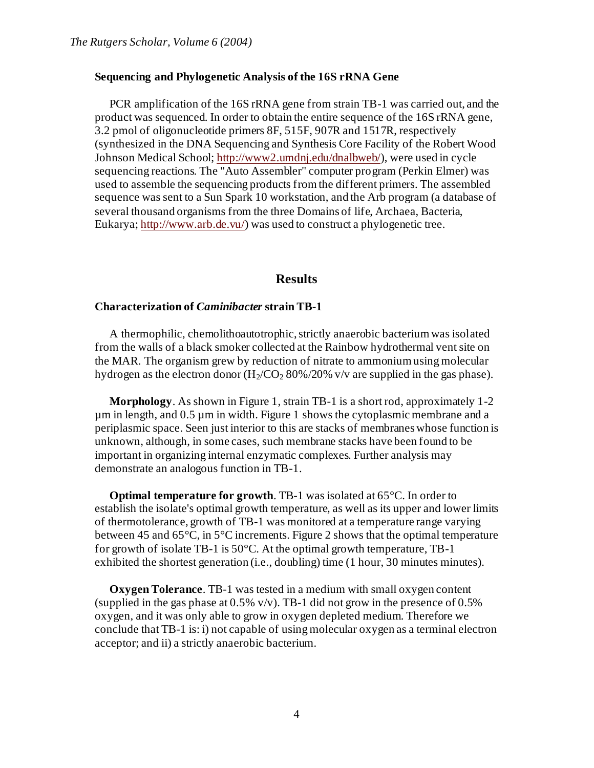### Sequencing and Phylogenetic Analysis of the 16S rRNA Gene

PCR amplification of the 16S rRNA gene from strain TB-1 was carried out, and the product was sequenced. In order to obtain the entire sequence of the 16S rRNA gene, 3.2 pmol of oligonucleotide primers 8F, 515F, 907R and 1517R, respectively (synthesized in the DNA Sequencing and Synthesis Core Facility of the Robert Wood Johnson Medical School; http://www2.umdnj.edu/dnalbweb/), were used in cycle sequencing reactions. The "Auto Assembler" computer program (Perkin Elmer) was used to assemble the sequencing products from the different primers. The assembled sequence was sent to a Sun Spark 10 workstation, and the Arb program (a database of several thousand organisms from the three Domains of life, Archaea, Bacteria, Eukarya; http://www.arb.de.vu/) was used to construct a phylogenetic tree.

## Results

### Characterization of *Caminibacter* strain TB-1

A thermophilic, chemolithoautotrophic, strictly anaerobic bacterium was isolated from the walls of a black smoker collected at the Rainbow hydrothermal vent site on the MAR. The organism grew by reduction of nitrate to ammonium using molecular hydrogen as the electron donor ($H_2$/$CO_2$ 80%/20% v/v are supplied in the gas phase).

**Morphology**. As shown in Figure 1, strain TB-1 is a short rod, approximately 1-2 µm in length, and 0.5 µm in width. Figure 1 shows the cytoplasmic membrane and a periplasmic space. Seen just interior to this are stacks of membranes whose function is unknown, although, in some cases, such membrane stacks have been found to be important in organizing internal enzymatic complexes. Further analysis may demonstrate an analogous function in TB-1.

**Optimal temperature for growth**. TB-1 was isolated at 65°C. In order to establish the isolate's optimal growth temperature, as well as its upper and lower limits of thermotolerance, growth of TB-1 was monitored at a temperature range varying between 45 and 65°C, in 5°C increments. Figure 2 shows that the optimal temperature for growth of isolate TB-1 is 50°C. At the optimal growth temperature, TB-1 exhibited the shortest generation (i.e., doubling) time (1 hour, 30 minutes minutes).

**Oxygen Tolerance**. TB-1 was tested in a medium with small oxygen content (supplied in the gas phase at 0.5% v/v). TB-1 did not grow in the presence of 0.5% oxygen, and it was only able to grow in oxygen depleted medium. Therefore we conclude that TB-1 is: i) not capable of using molecular oxygen as a terminal electron acceptor; and ii) a strictly anaerobic bacterium.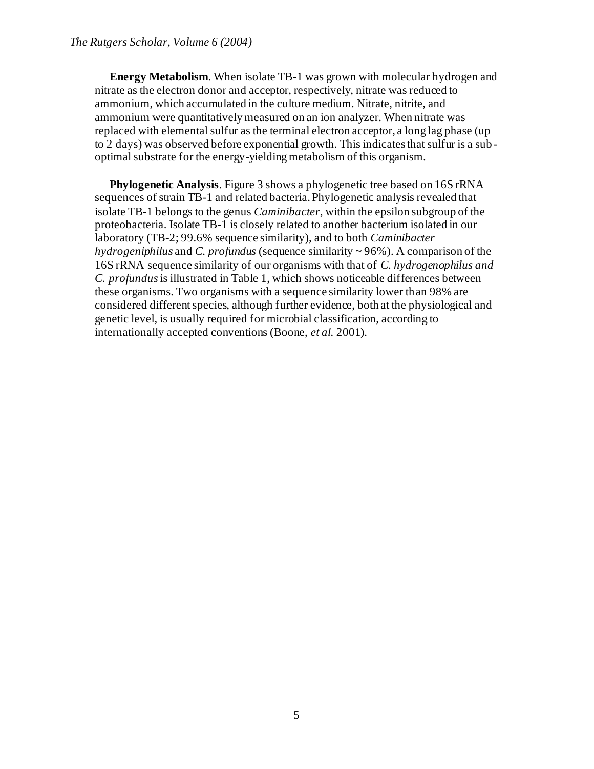**Energy Metabolism**. When isolate TB-1 was grown with molecular hydrogen and nitrate as the electron donor and acceptor, respectively, nitrate was reduced to ammonium, which accumulated in the culture medium. Nitrate, nitrite, and ammonium were quantitatively measured on an ion analyzer. When nitrate was replaced with elemental sulfur as the terminal electron acceptor, a long lag phase (up to 2 days) was observed before exponential growth. This indicates that sulfur is a sub-optimal substrate for the energy-yielding metabolism of this organism.

**Phylogenetic Analysis**. Figure 3 shows a phylogenetic tree based on 16S rRNA sequences of strain TB-1 and related bacteria. Phylogenetic analysis revealed that isolate TB-1 belongs to the genus *Caminibacter*, within the epsilon subgroup of the proteobacteria. Isolate TB-1 is closely related to another bacterium isolated in our laboratory (TB-2; 99.6% sequence similarity), and to both *Caminibacter hydrogeniphilus* and *C. profundus* (sequence similarity ~ 96%). A comparison of the 16S rRNA sequence similarity of our organisms with that of *C. hydrogenophilus and C. profundus* is illustrated in Table 1, which shows noticeable differences between these organisms. Two organisms with a sequence similarity lower than 98% are considered different species, although further evidence, both at the physiological and genetic level, is usually required for microbial classification, according to internationally accepted conventions (Boone, *et al.* 2001).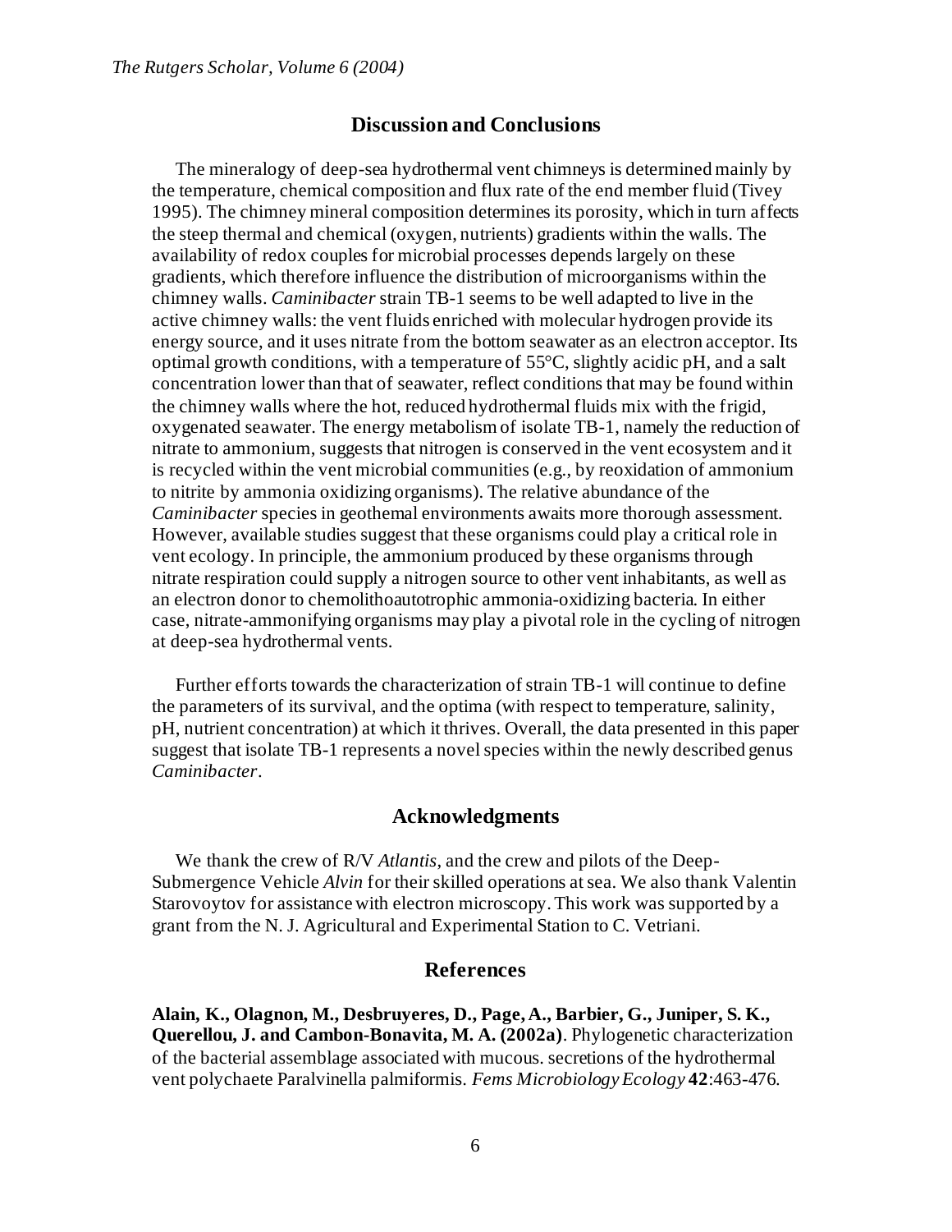## Discussion and Conclusions

The mineralogy of deep-sea hydrothermal vent chimneys is determined mainly by the temperature, chemical composition and flux rate of the end member fluid (Tivey 1995). The chimney mineral composition determines its porosity, which in turn affects the steep thermal and chemical (oxygen, nutrients) gradients within the walls. The availability of redox couples for microbial processes depends largely on these gradients, which therefore influence the distribution of microorganisms within the chimney walls. *Caminibacter* strain TB-1 seems to be well adapted to live in the active chimney walls: the vent fluids enriched with molecular hydrogen provide its energy source, and it uses nitrate from the bottom seawater as an electron acceptor. Its optimal growth conditions, with a temperature of 55°C, slightly acidic pH, and a salt concentration lower than that of seawater, reflect conditions that may be found within the chimney walls where the hot, reduced hydrothermal fluids mix with the frigid, oxygenated seawater. The energy metabolism of isolate TB-1, namely the reduction of nitrate to ammonium, suggests that nitrogen is conserved in the vent ecosystem and it is recycled within the vent microbial communities (e.g., by reoxidation of ammonium to nitrite by ammonia oxidizing organisms). The relative abundance of the *Caminibacter* species in geothemal environments awaits more thorough assessment. However, available studies suggest that these organisms could play a critical role in vent ecology. In principle, the ammonium produced by these organisms through nitrate respiration could supply a nitrogen source to other vent inhabitants, as well as an electron donor to chemolithoautotrophic ammonia-oxidizing bacteria. In either case, nitrate-ammonifying organisms may play a pivotal role in the cycling of nitrogen at deep-sea hydrothermal vents.

Further efforts towards the characterization of strain TB-1 will continue to define the parameters of its survival, and the optima (with respect to temperature, salinity, pH, nutrient concentration) at which it thrives. Overall, the data presented in this paper suggest that isolate TB-1 represents a novel species within the newly described genus *Caminibacter*.

## Acknowledgments

We thank the crew of R/V *Atlantis*, and the crew and pilots of the Deep-Submergence Vehicle *Alvin* for their skilled operations at sea. We also thank Valentin Starovoytov for assistance with electron microscopy. This work was supported by a grant from the N. J. Agricultural and Experimental Station to C. Vetriani.

## References

**Alain, K., Olagnon, M., Desbruyeres, D., Page, A., Barbier, G., Juniper, S. K., Querellou, J. and Cambon-Bonavita, M. A. (2002a)**. Phylogenetic characterization of the bacterial assemblage associated with mucous. secretions of the hydrothermal vent polychaete Paralvinella palmiformis. *Fems Microbiology Ecology* **42**:463-476.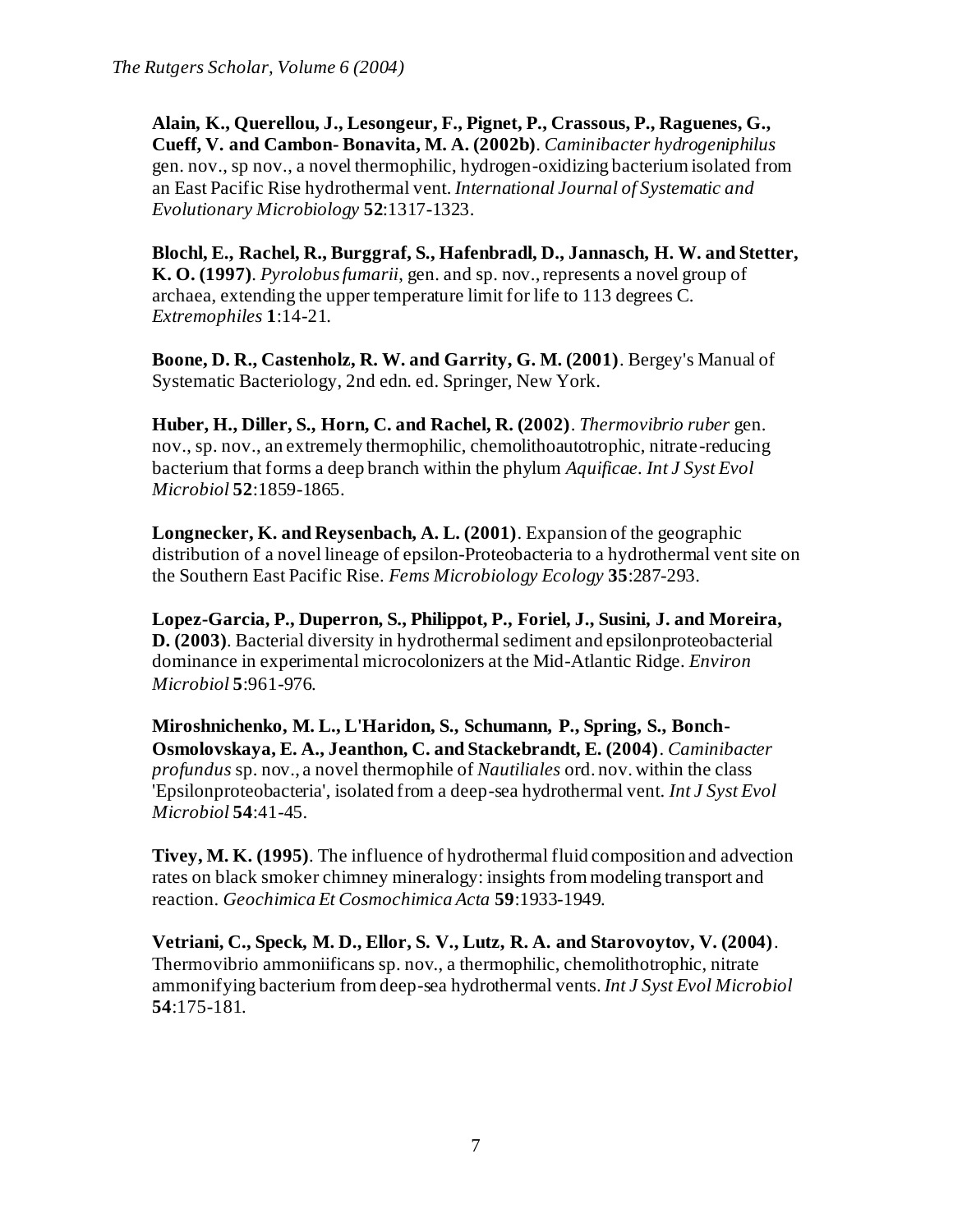**Alain, K., Querellou, J., Lesongeur, F., Pignet, P., Crassous, P., Raguenes, G., Cueff, V. and Cambon- Bonavita, M. A. (2002b)**. *Caminibacter hydrogeniphilus* gen. nov., sp nov., a novel thermophilic, hydrogen-oxidizing bacterium isolated from an East Pacific Rise hydrothermal vent. *International Journal of Systematic and Evolutionary Microbiology* **52**:1317-1323.

**Blochl, E., Rachel, R., Burggraf, S., Hafenbradl, D., Jannasch, H. W. and Stetter, K. O. (1997)**. *Pyrolobus fumarii*, gen. and sp. nov., represents a novel group of archaea, extending the upper temperature limit for life to 113 degrees C. *Extremophiles* **1**:14-21.

**Boone, D. R., Castenholz, R. W. and Garrity, G. M. (2001)**. Bergey's Manual of Systematic Bacteriology, 2nd edn. ed. Springer, New York.

**Huber, H., Diller, S., Horn, C. and Rachel, R. (2002)**. *Thermovibrio ruber* gen. nov., sp. nov., an extremely thermophilic, chemolithoautotrophic, nitrate-reducing bacterium that forms a deep branch within the phylum *Aquificae*. *Int J Syst Evol Microbiol* **52**:1859-1865.

**Longnecker, K. and Reysenbach, A. L. (2001)**. Expansion of the geographic distribution of a novel lineage of epsilon-Proteobacteria to a hydrothermal vent site on the Southern East Pacific Rise. *Fems Microbiology Ecology* **35**:287-293.

**Lopez-Garcia, P., Duperron, S., Philippot, P., Foriel, J., Susini, J. and Moreira, D. (2003)**. Bacterial diversity in hydrothermal sediment and epsilonproteobacterial dominance in experimental microcolonizers at the Mid-Atlantic Ridge. *Environ Microbiol* **5**:961-976.

**Miroshnichenko, M. L., L'Haridon, S., Schumann, P., Spring, S., Bonch-Osmolovskaya, E. A., Jeanthon, C. and Stackebrandt, E. (2004)**. *Caminibacter profundus* sp. nov., a novel thermophile of *Nautiliales* ord. nov. within the class 'Epsilonproteobacteria', isolated from a deep-sea hydrothermal vent. *Int J Syst Evol Microbiol* **54**:41-45.

**Tivey, M. K. (1995)**. The influence of hydrothermal fluid composition and advection rates on black smoker chimney mineralogy: insights from modeling transport and reaction. *Geochimica Et Cosmochimica Acta* **59**:1933-1949.

**Vetriani, C., Speck, M. D., Ellor, S. V., Lutz, R. A. and Starovoytov, V. (2004)**. Thermovibrio ammoniificans sp. nov., a thermophilic, chemolithotrophic, nitrate ammonifying bacterium from deep-sea hydrothermal vents. *Int J Syst Evol Microbiol* **54**:175-181.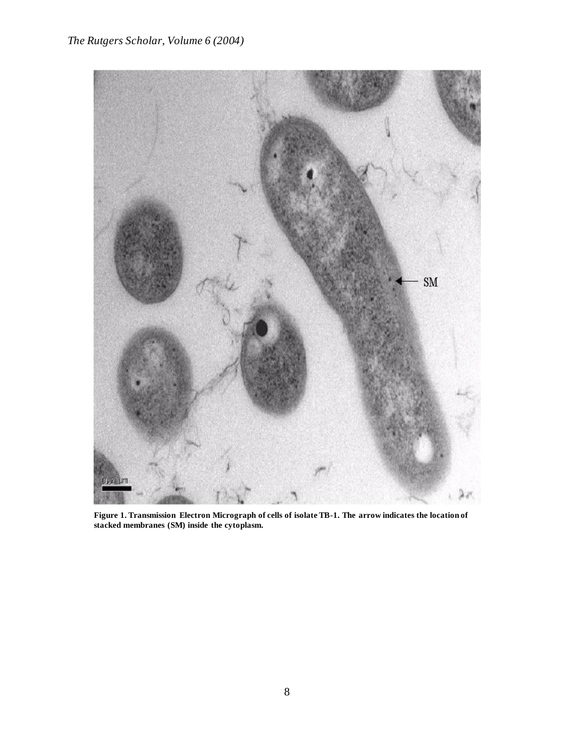**Figure 1. Transmission Electron Micrograph of cells of isolate TB-1. The arrow indicates the location of stacked membranes (SM) inside the cytoplasm.**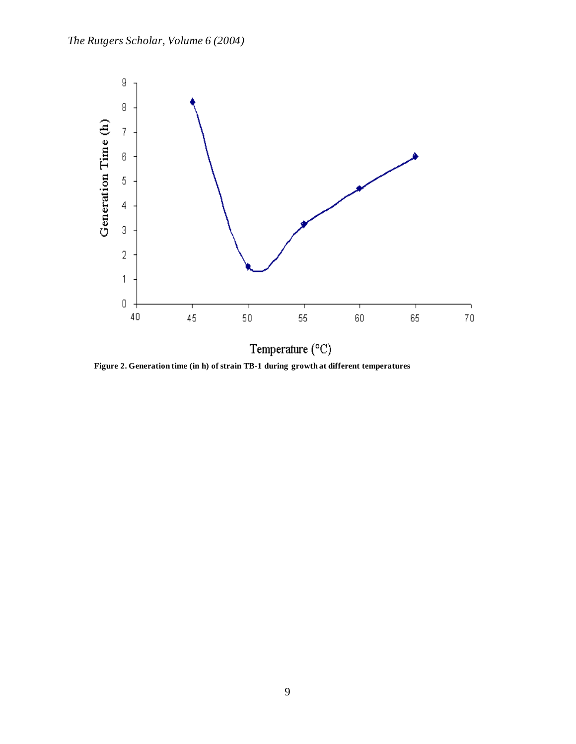**Figure 2. Generation time (in h) of strain TB-1 during growth at different temperatures**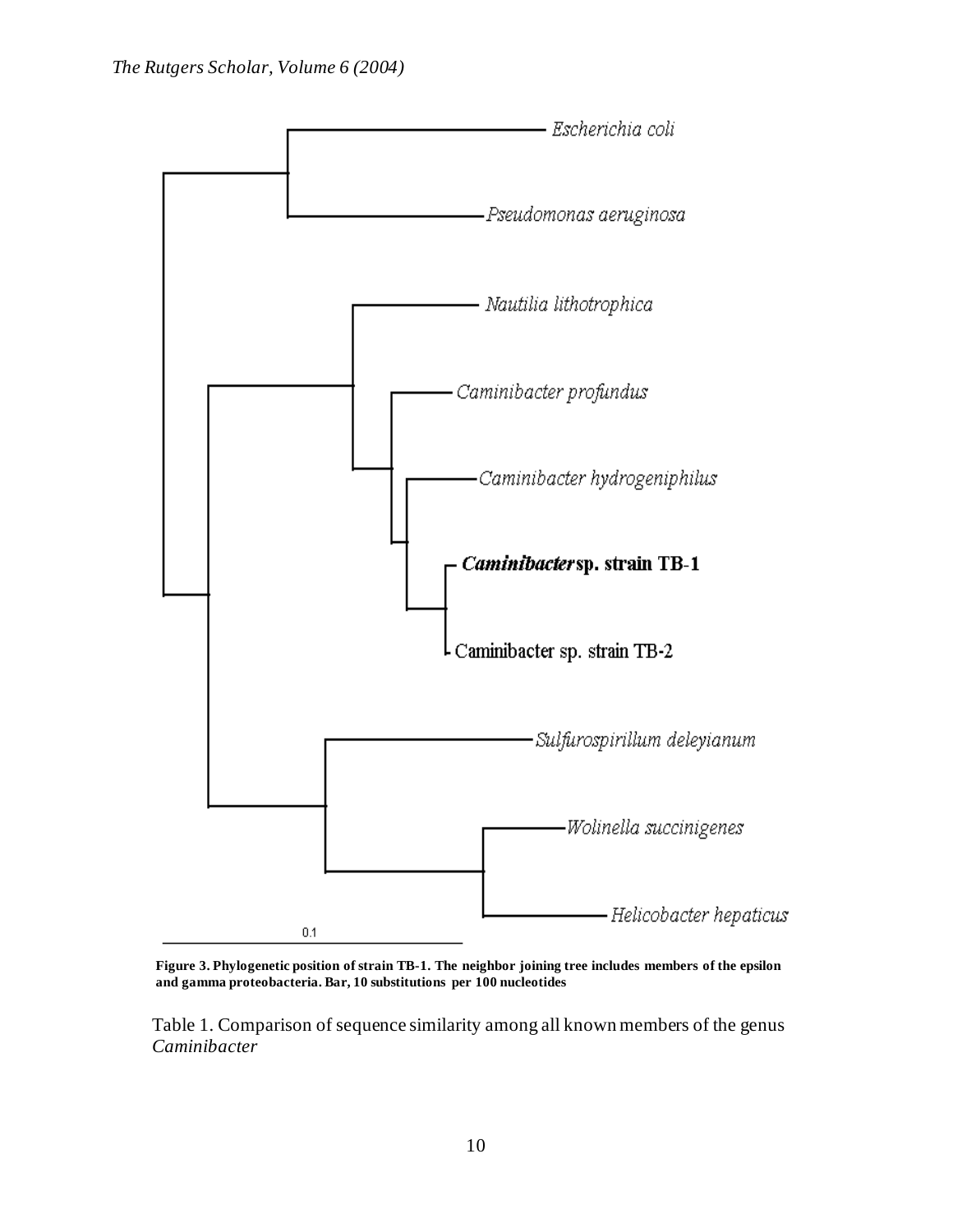**Figure 3. Phylogenetic position of strain TB-1. The neighbor joining tree includes members of the epsilon and gamma proteobacteria. Bar, 10 substitutions per 100 nucleotides**

Table 1. Comparison of sequence similarity among all known members of the genus *Caminibacter*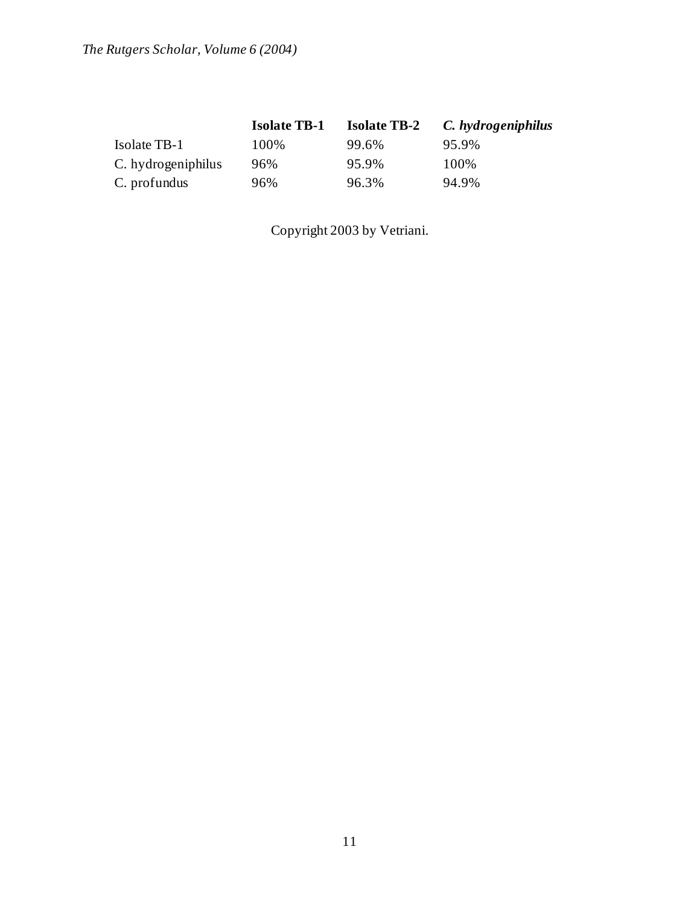| | **Isolate TB-1** | **Isolate TB-2** | ***C. hydrogeniphilus*** |
|---|---|---|---|
| Isolate TB-1 | 100% | 99.6% | 95.9% |
| C. hydrogeniphilus | 96% | 95.9% | 100% |
| C. profundus | 96% | 96.3% | 94.9% |

Copyright 2003 by Vetriani.